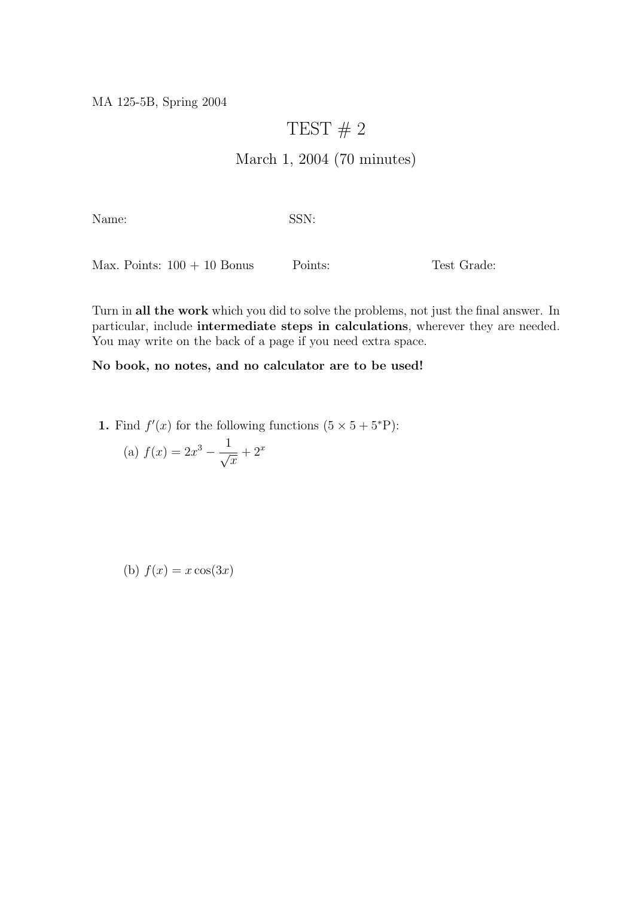MA 125-5B, Spring 2004

# TEST # 2

## March 1, 2004 (70 minutes)

Name: SSN:

Max. Points: 100 + 10 Bonus Points: Test Grade:

Turn in **all the work** which you did to solve the problems, not just the final answer. In particular, include **intermediate steps in calculations**, wherever they are needed. You may write on the back of a page if you need extra space.

**No book, no notes, and no calculator are to be used!**

**1.** Find $f'(x)$ for the following functions ($5 \times 5 + 5^{*}$P):

(a) $f(x) = 2x^3 - \dfrac{1}{\sqrt{x}} + 2^x$

(b) $f(x) = x \cos(3x)$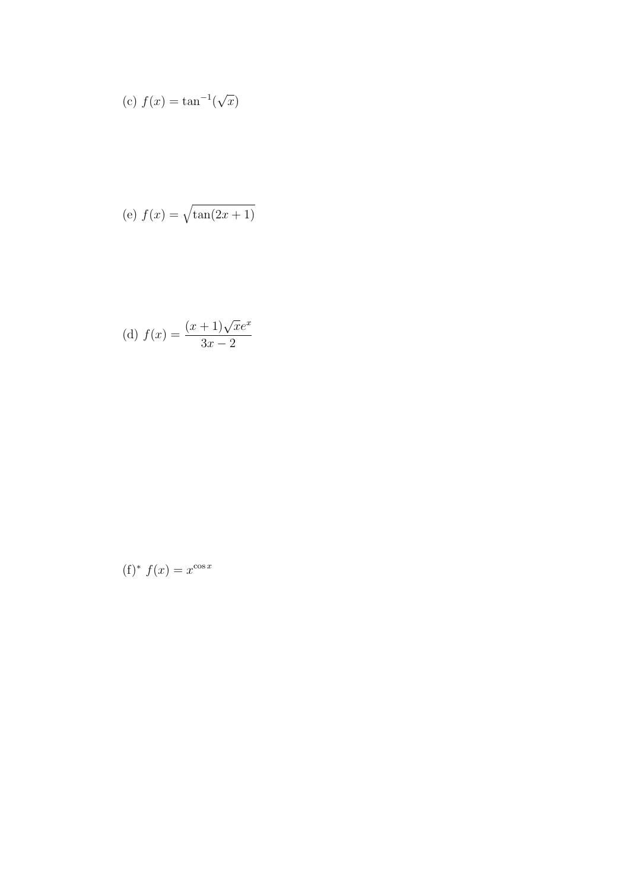(c) $f(x) = \tan^{-1}(\sqrt{x})$

(e) $f(x) = \sqrt{\tan(2x+1)}$

(d) $f(x) = \dfrac{(x+1)\sqrt{x}e^{x}}{3x-2}$

(f)* $f(x) = x^{\cos x}$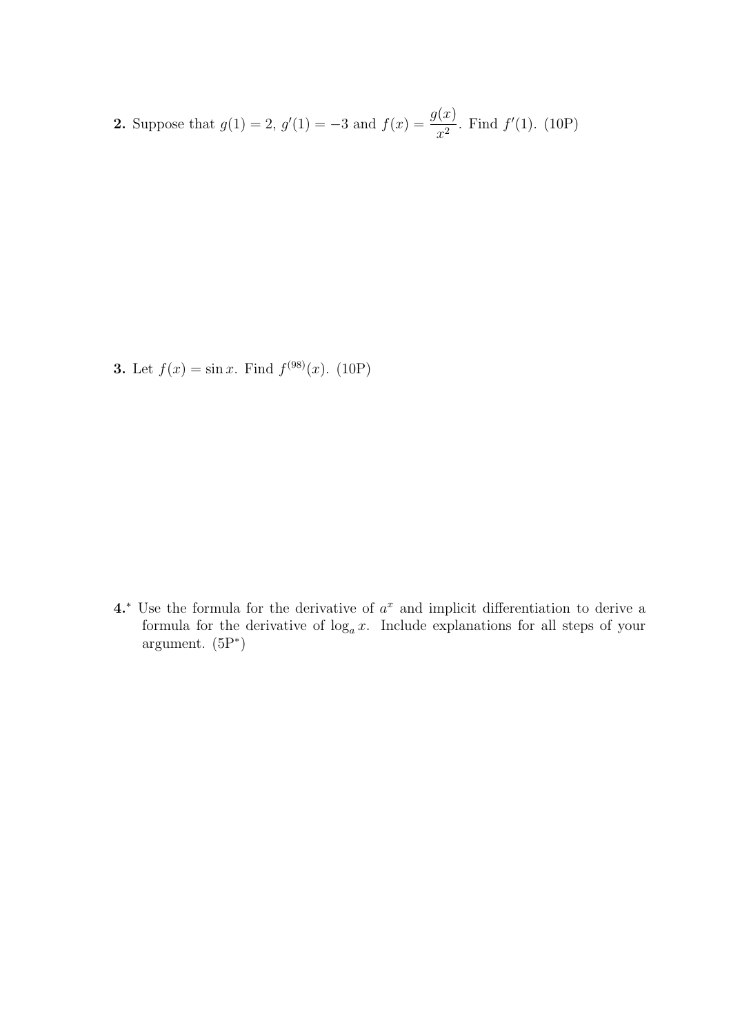**2.** Suppose that $g(1) = 2$, $g'(1) = -3$ and $f(x) = \dfrac{g(x)}{x^2}$. Find $f'(1)$. (10P)

**3.** Let $f(x) = \sin x$. Find $f^{(98)}(x)$. (10P)

**4.*** Use the formula for the derivative of $a^x$ and implicit differentiation to derive a formula for the derivative of $\log_a x$. Include explanations for all steps of your argument. (5P*)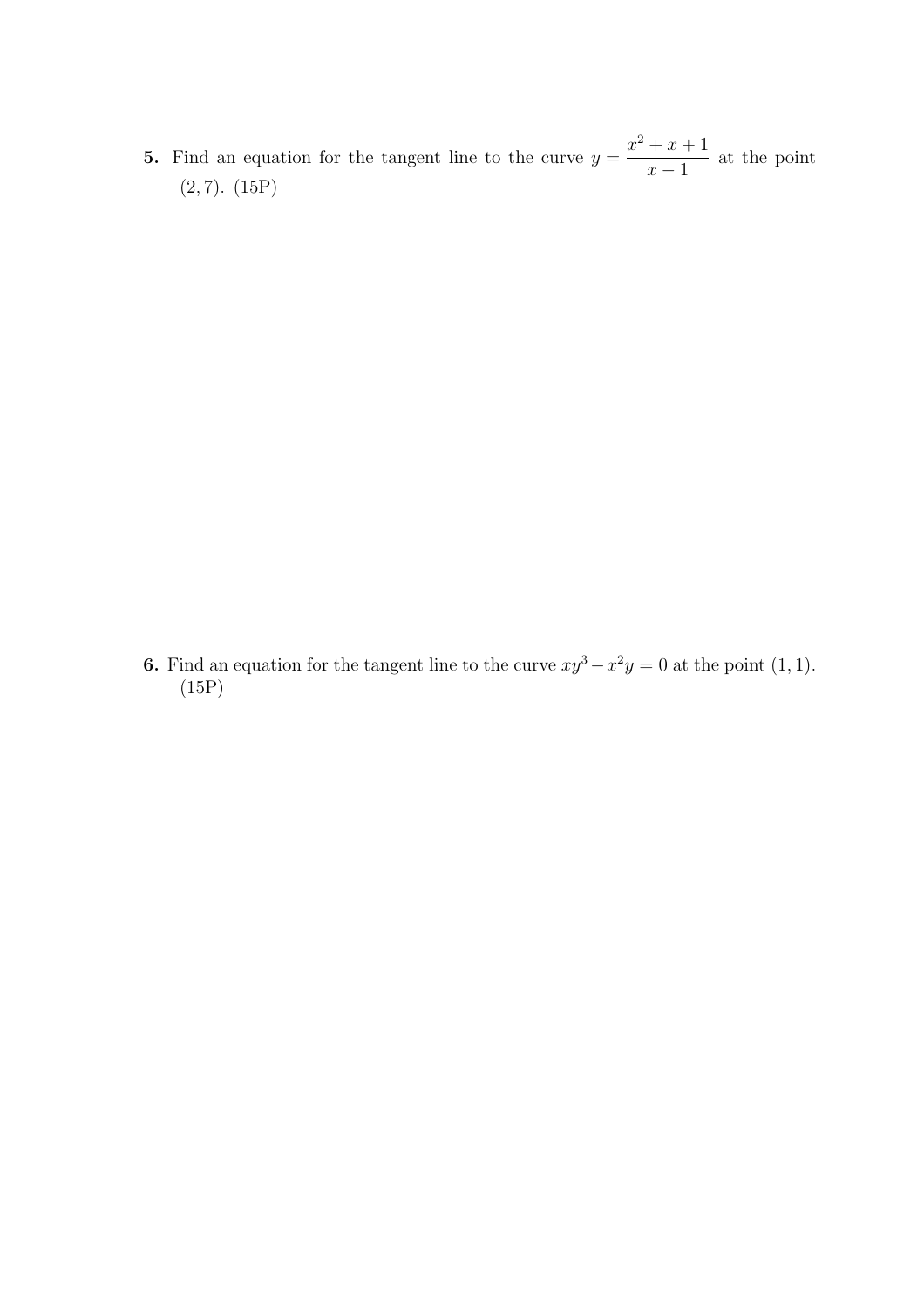**5.** Find an equation for the tangent line to the curve $y = \dfrac{x^2 + x + 1}{x - 1}$ at the point $(2, 7)$. (15P)

**6.** Find an equation for the tangent line to the curve $xy^3 - x^2y = 0$ at the point $(1, 1)$. (15P)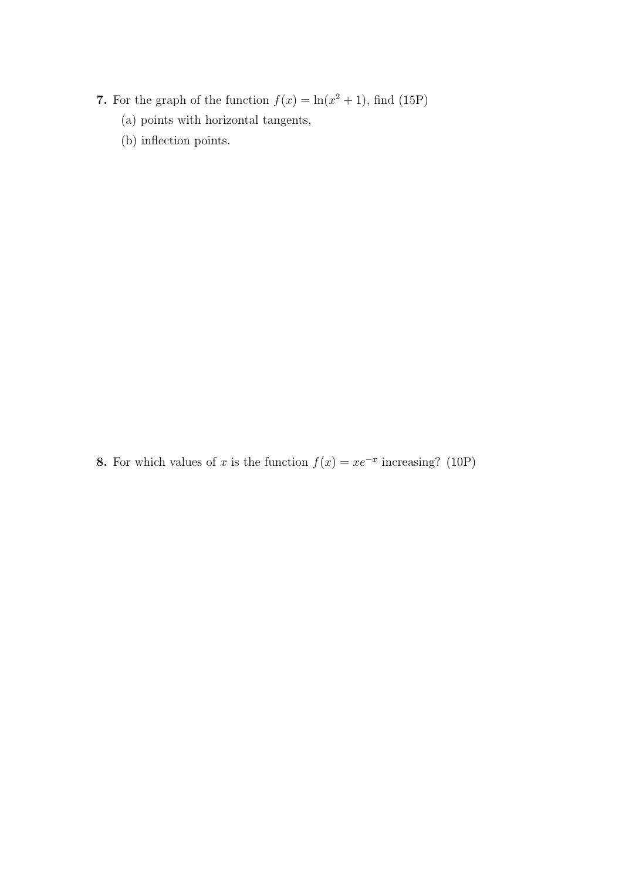**7.** For the graph of the function $f(x) = \ln(x^2 + 1)$, find (15P)

(a) points with horizontal tangents,

(b) inflection points.

**8.** For which values of $x$ is the function $f(x) = xe^{-x}$ increasing? (10P)